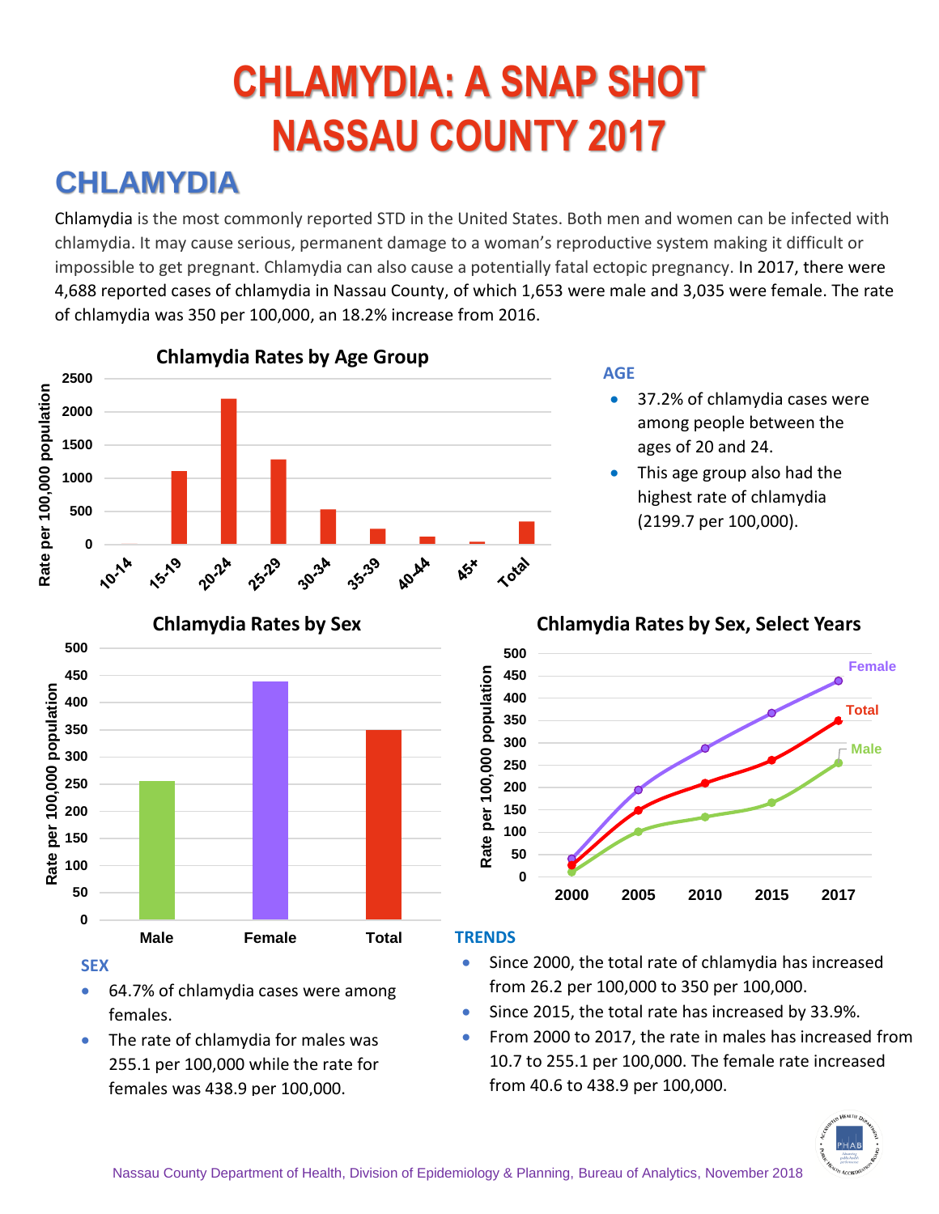# CHLAMYDIA: A SNAP SHOT NASSAU COUNTY 2017

## CHLAMYDIA

Chlamydia is the most commonly reported STD in the United States. Both men and women can be infected with chlamydia. It may cause serious, permanent damage to a woman's reproductive system making it difficult or impossible to get pregnant. Chlamydia can also cause a potentially fatal ectopic pregnancy. In 2017, there were 4,688 reported cases of chlamydia in Nassau County, of which 1,653 were male and 3,035 were female. The rate of chlamydia was 350 per 100,000, an 18.2% increase from 2016.

**Chlamydia Rates by Age Group**

### AGE

- 37.2% of chlamydia cases were among people between the ages of 20 and 24.
- This age group also had the highest rate of chlamydia (2199.7 per 100,000).

**Chlamydia Rates by Sex**

**Chlamydia Rates by Sex, Select Years**

### SEX

- 64.7% of chlamydia cases were among females.
- The rate of chlamydia for males was 255.1 per 100,000 while the rate for females was 438.9 per 100,000.

### TRENDS

- Since 2000, the total rate of chlamydia has increased from 26.2 per 100,000 to 350 per 100,000.
- Since 2015, the total rate has increased by 33.9%.
- From 2000 to 2017, the rate in males has increased from 10.7 to 255.1 per 100,000. The female rate increased from 40.6 to 438.9 per 100,000.

Nassau County Department of Health, Division of Epidemiology & Planning, Bureau of Analytics, November 2018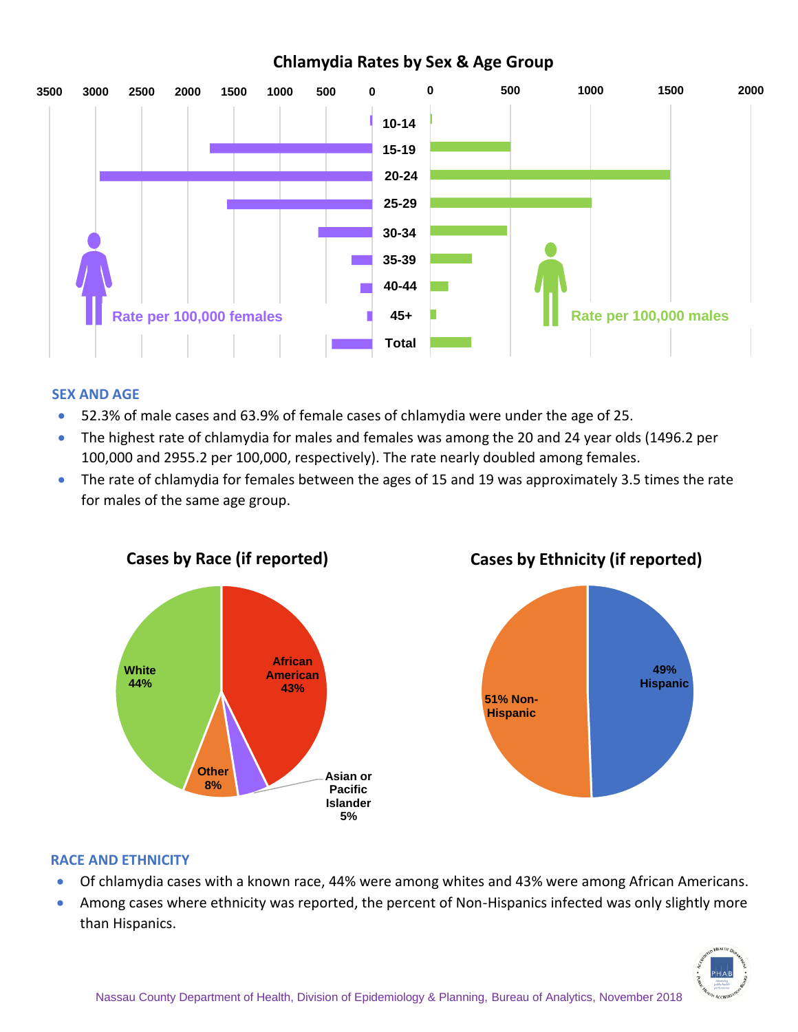## Chlamydia Rates by Sex & Age Group

Rate per 100,000 females | Rate per 100,000 males

Age groups: 10-14, 15-19, 20-24, 25-29, 30-34, 35-39, 40-44, 45+, Total

### SEX AND AGE

- 52.3% of male cases and 63.9% of female cases of chlamydia were under the age of 25.
- The highest rate of chlamydia for males and females was among the 20 and 24 year olds (1496.2 per 100,000 and 2955.2 per 100,000, respectively). The rate nearly doubled among females.
- The rate of chlamydia for females between the ages of 15 and 19 was approximately 3.5 times the rate for males of the same age group.

## Cases by Race (if reported)

- White 44%
- African American 43%
- Other 8%
- Asian or Pacific Islander 5%

## Cases by Ethnicity (if reported)

- 49% Hispanic
- 51% Non-Hispanic

### RACE AND ETHNICITY

- Of chlamydia cases with a known race, 44% were among whites and 43% were among African Americans.
- Among cases where ethnicity was reported, the percent of Non-Hispanics infected was only slightly more than Hispanics.

Nassau County Department of Health, Division of Epidemiology & Planning, Bureau of Analytics, November 2018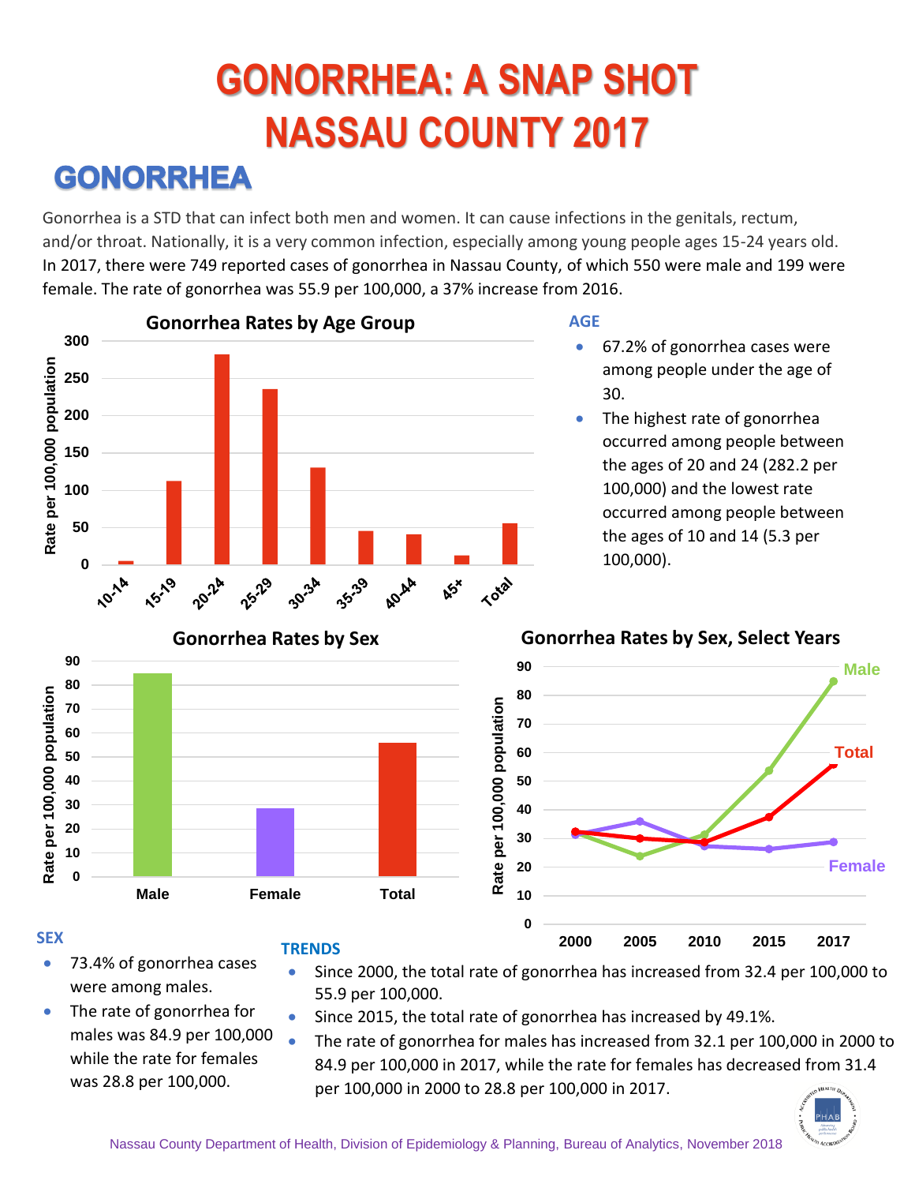# GONORRHEA: A SNAP SHOT NASSAU COUNTY 2017

## GONORRHEA

Gonorrhea is a STD that can infect both men and women. It can cause infections in the genitals, rectum, and/or throat. Nationally, it is a very common infection, especially among young people ages 15-24 years old. In 2017, there were 749 reported cases of gonorrhea in Nassau County, of which 550 were male and 199 were female. The rate of gonorrhea was 55.9 per 100,000, a 37% increase from 2016.

**Gonorrhea Rates by Age Group**

### AGE

- 67.2% of gonorrhea cases were among people under the age of 30.
- The highest rate of gonorrhea occurred among people between the ages of 20 and 24 (282.2 per 100,000) and the lowest rate occurred among people between the ages of 10 and 14 (5.3 per 100,000).

**Gonorrhea Rates by Sex**

**Gonorrhea Rates by Sex, Select Years**

### SEX

- 73.4% of gonorrhea cases were among males.
- The rate of gonorrhea for males was 84.9 per 100,000 while the rate for females was 28.8 per 100,000.

### TRENDS

- Since 2000, the total rate of gonorrhea has increased from 32.4 per 100,000 to 55.9 per 100,000.
- Since 2015, the total rate of gonorrhea has increased by 49.1%.
- The rate of gonorrhea for males has increased from 32.1 per 100,000 in 2000 to 84.9 per 100,000 in 2017, while the rate for females has decreased from 31.4 per 100,000 in 2000 to 28.8 per 100,000 in 2017.

Nassau County Department of Health, Division of Epidemiology & Planning, Bureau of Analytics, November 2018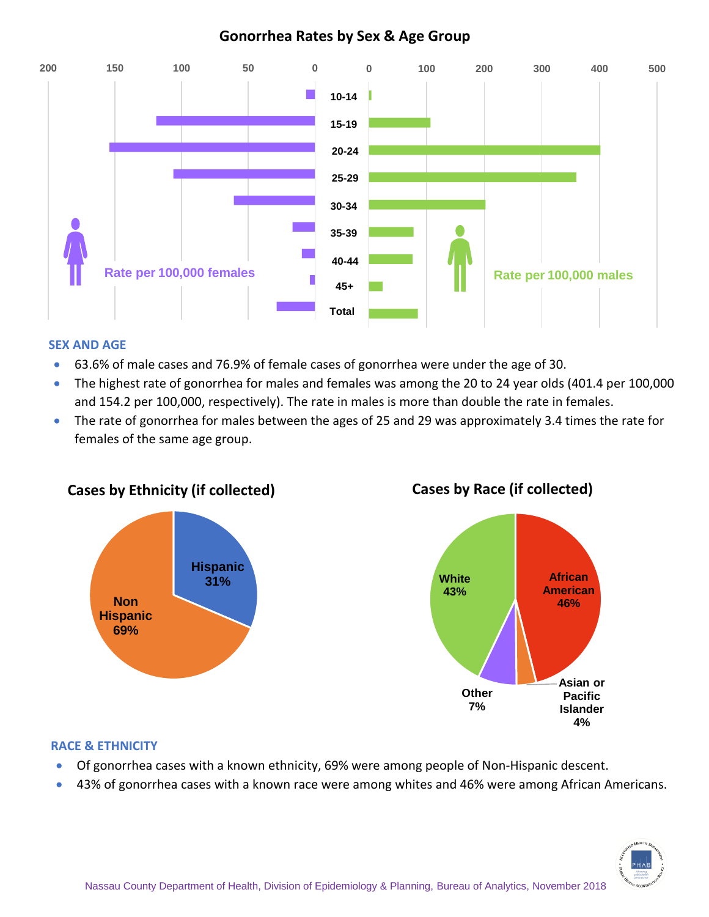## Gonorrhea Rates by Sex & Age Group

Rate per 100,000 females | Rate per 100,000 males

Age groups: 10-14, 15-19, 20-24, 25-29, 30-34, 35-39, 40-44, 45+, Total

### SEX AND AGE

- 63.6% of male cases and 76.9% of female cases of gonorrhea were under the age of 30.
- The highest rate of gonorrhea for males and females was among the 20 to 24 year olds (401.4 per 100,000 and 154.2 per 100,000, respectively). The rate in males is more than double the rate in females.
- The rate of gonorrhea for males between the ages of 25 and 29 was approximately 3.4 times the rate for females of the same age group.

**Cases by Ethnicity (if collected)**

Hispanic 31%
Non Hispanic 69%

**Cases by Race (if collected)**

African American 46%
White 43%
Other 7%
Asian or Pacific Islander 4%

### RACE & ETHNICITY

- Of gonorrhea cases with a known ethnicity, 69% were among people of Non-Hispanic descent.
- 43% of gonorrhea cases with a known race were among whites and 46% were among African Americans.

Nassau County Department of Health, Division of Epidemiology & Planning, Bureau of Analytics, November 2018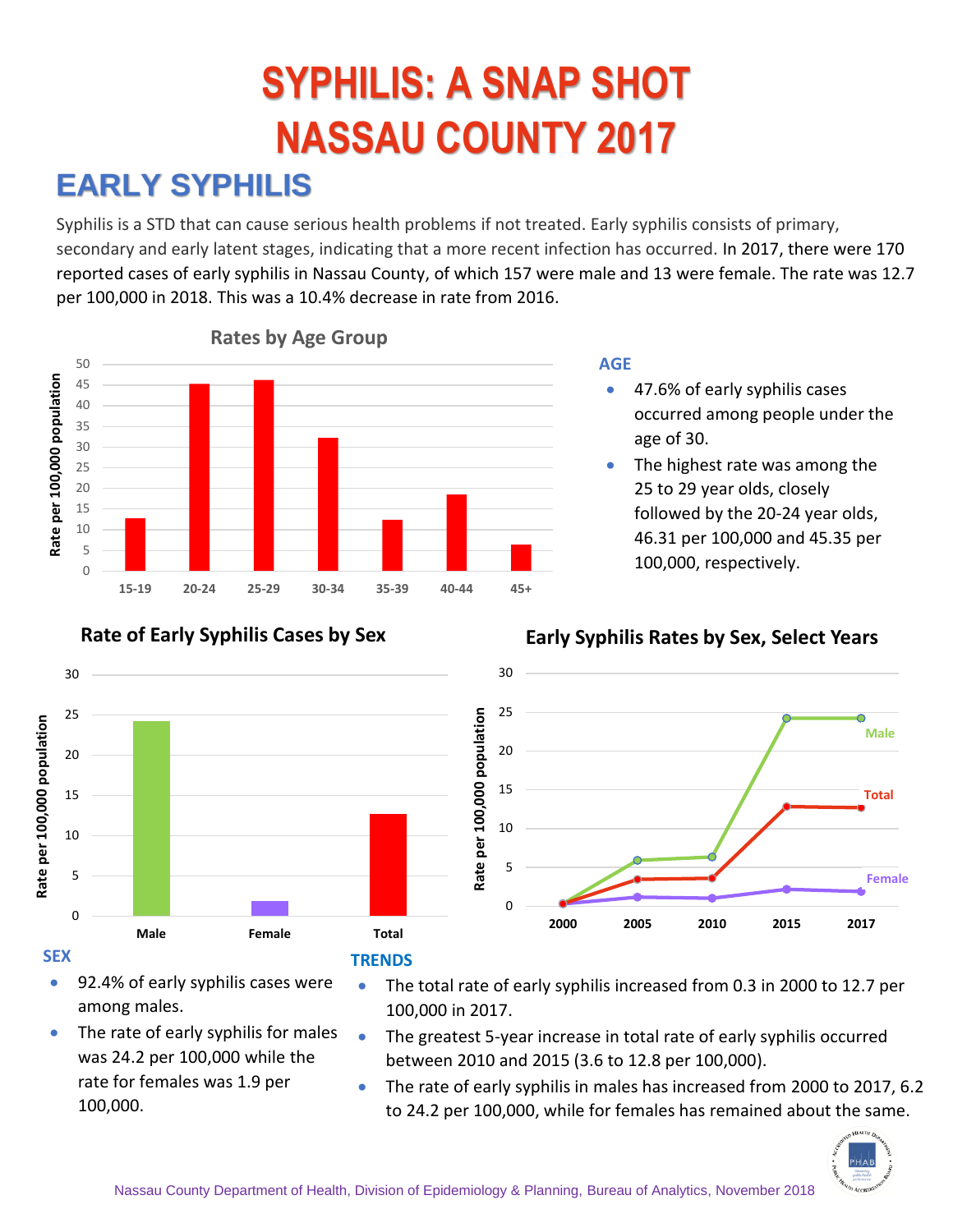# SYPHILIS: A SNAP SHOT NASSAU COUNTY 2017

## EARLY SYPHILIS

Syphilis is a STD that can cause serious health problems if not treated. Early syphilis consists of primary, secondary and early latent stages, indicating that a more recent infection has occurred. In 2017, there were 170 reported cases of early syphilis in Nassau County, of which 157 were male and 13 were female. The rate was 12.7 per 100,000 in 2018. This was a 10.4% decrease in rate from 2016.

### Rates by Age Group

### AGE

- 47.6% of early syphilis cases occurred among people under the age of 30.
- The highest rate was among the 25 to 29 year olds, closely followed by the 20-24 year olds, 46.31 per 100,000 and 45.35 per 100,000, respectively.

### Rate of Early Syphilis Cases by Sex

### Early Syphilis Rates by Sex, Select Years

### SEX

- 92.4% of early syphilis cases were among males.
- The rate of early syphilis for males was 24.2 per 100,000 while the rate for females was 1.9 per 100,000.

### TRENDS

- The total rate of early syphilis increased from 0.3 in 2000 to 12.7 per 100,000 in 2017.
- The greatest 5-year increase in total rate of early syphilis occurred between 2010 and 2015 (3.6 to 12.8 per 100,000).
- The rate of early syphilis in males has increased from 2000 to 2017, 6.2 to 24.2 per 100,000, while for females has remained about the same.

Nassau County Department of Health, Division of Epidemiology & Planning, Bureau of Analytics, November 2018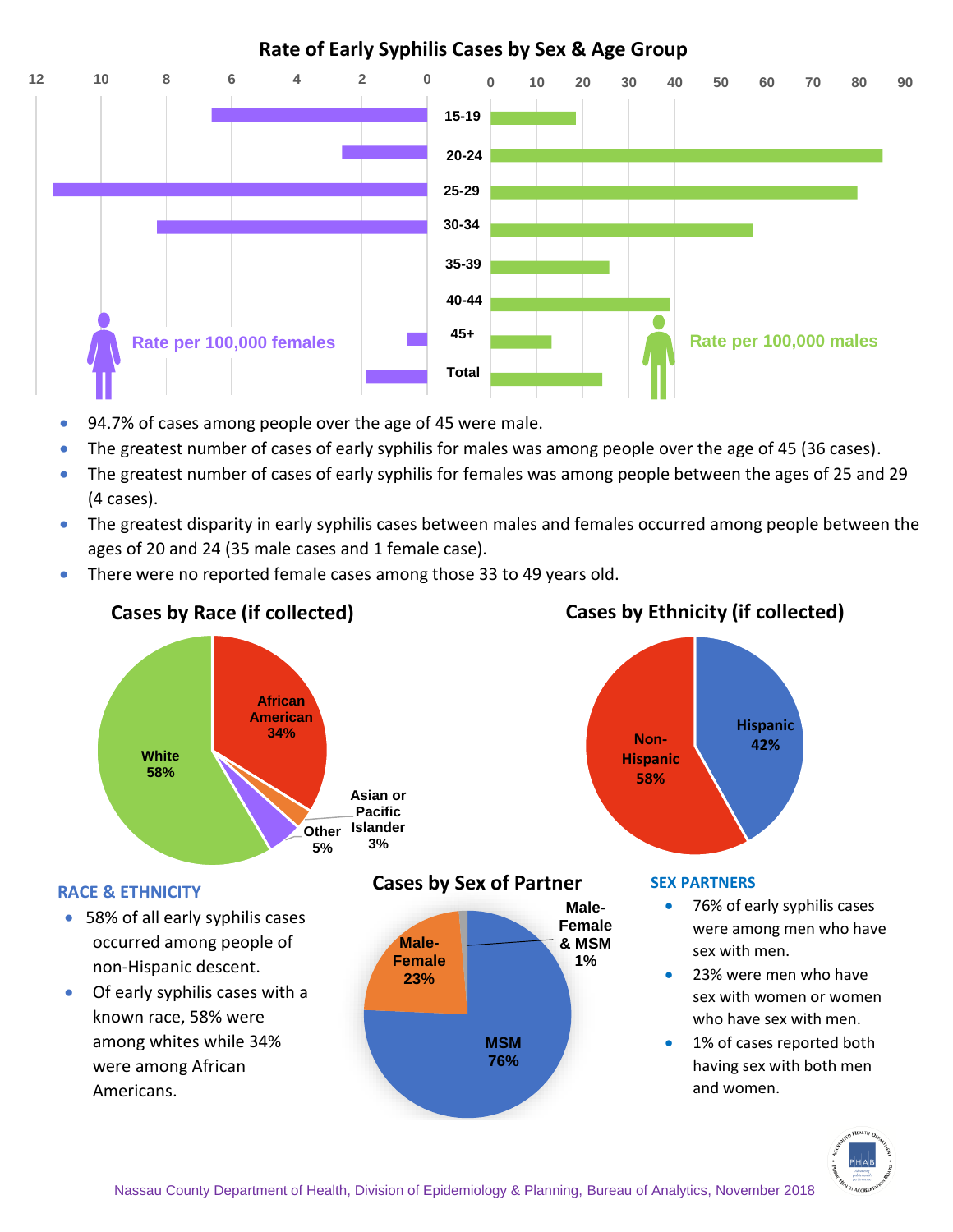## Rate of Early Syphilis Cases by Sex & Age Group

Rate per 100,000 females | Rate per 100,000 males

Age groups: 15-19, 20-24, 25-29, 30-34, 35-39, 40-44, 45+, Total

- 94.7% of cases among people over the age of 45 were male.
- The greatest number of cases of early syphilis for males was among people over the age of 45 (36 cases).
- The greatest number of cases of early syphilis for females was among people between the ages of 25 and 29 (4 cases).
- The greatest disparity in early syphilis cases between males and females occurred among people between the ages of 20 and 24 (35 male cases and 1 female case).
- There were no reported female cases among those 33 to 49 years old.

## Cases by Race (if collected)

White 58%, African American 34%, Asian or Pacific Islander 3%, Other 5%

## Cases by Ethnicity (if collected)

Non-Hispanic 58%, Hispanic 42%

### RACE & ETHNICITY

- 58% of all early syphilis cases occurred among people of non-Hispanic descent.
- Of early syphilis cases with a known race, 58% were among whites while 34% were among African Americans.

## Cases by Sex of Partner

MSM 76%, Male-Female 23%, Male-Female & MSM 1%

### SEX PARTNERS

- 76% of early syphilis cases were among men who have sex with men.
- 23% were men who have sex with women or women who have sex with men.
- 1% of cases reported both having sex with both men and women.

Nassau County Department of Health, Division of Epidemiology & Planning, Bureau of Analytics, November 2018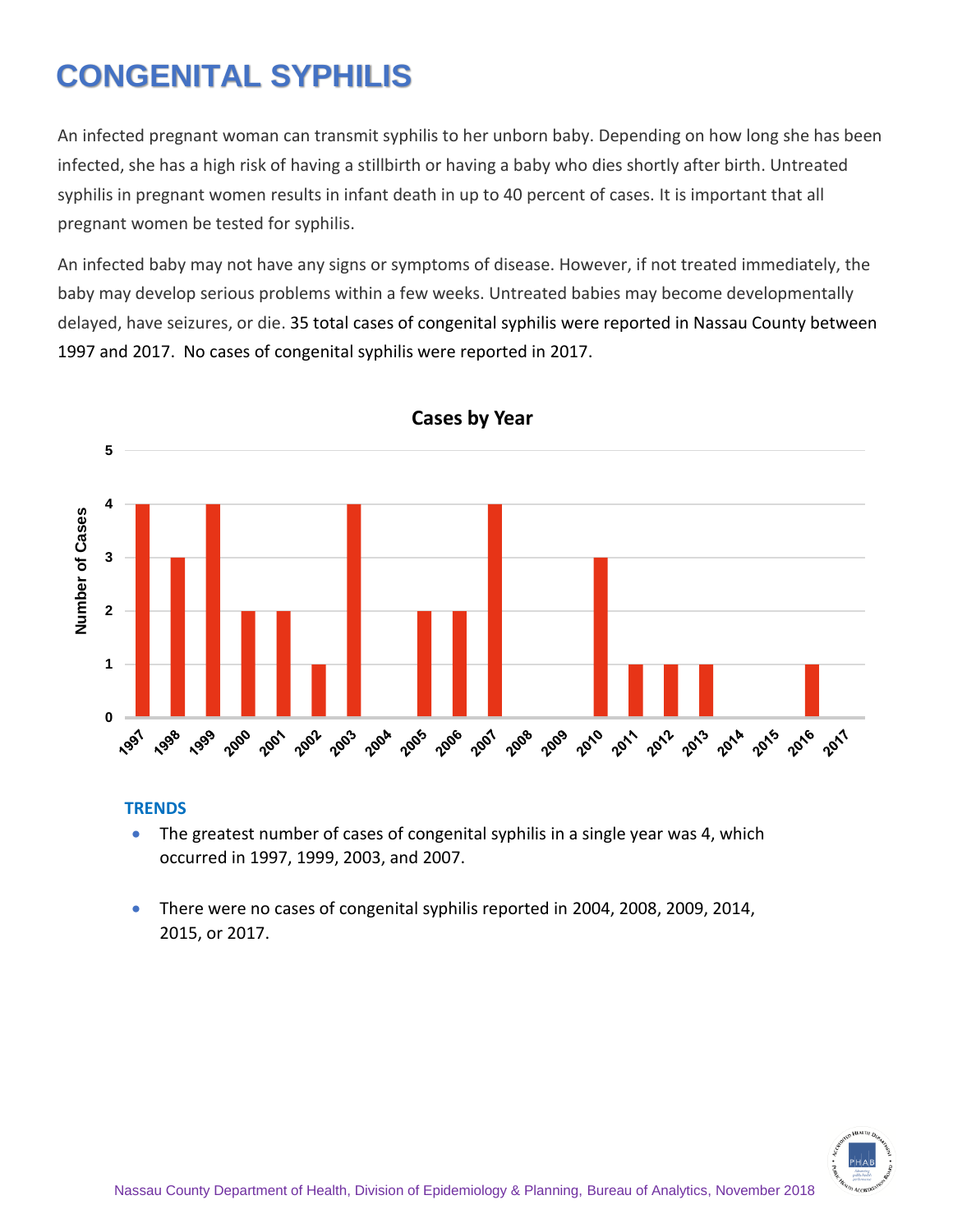# CONGENITAL SYPHILIS

An infected pregnant woman can transmit syphilis to her unborn baby. Depending on how long she has been infected, she has a high risk of having a stillbirth or having a baby who dies shortly after birth. Untreated syphilis in pregnant women results in infant death in up to 40 percent of cases. It is important that all pregnant women be tested for syphilis.

An infected baby may not have any signs or symptoms of disease. However, if not treated immediately, the baby may develop serious problems within a few weeks. Untreated babies may become developmentally delayed, have seizures, or die. 35 total cases of congenital syphilis were reported in Nassau County between 1997 and 2017. No cases of congenital syphilis were reported in 2017.

**Cases by Year**

Number of Cases

0
1
2
3
4
5

1997 1998 1999 2000 2001 2002 2003 2004 2005 2006 2007 2008 2009 2010 2011 2012 2013 2014 2015 2016 2017

### TRENDS

- The greatest number of cases of congenital syphilis in a single year was 4, which occurred in 1997, 1999, 2003, and 2007.
- There were no cases of congenital syphilis reported in 2004, 2008, 2009, 2014, 2015, or 2017.

Nassau County Department of Health, Division of Epidemiology & Planning, Bureau of Analytics, November 2018